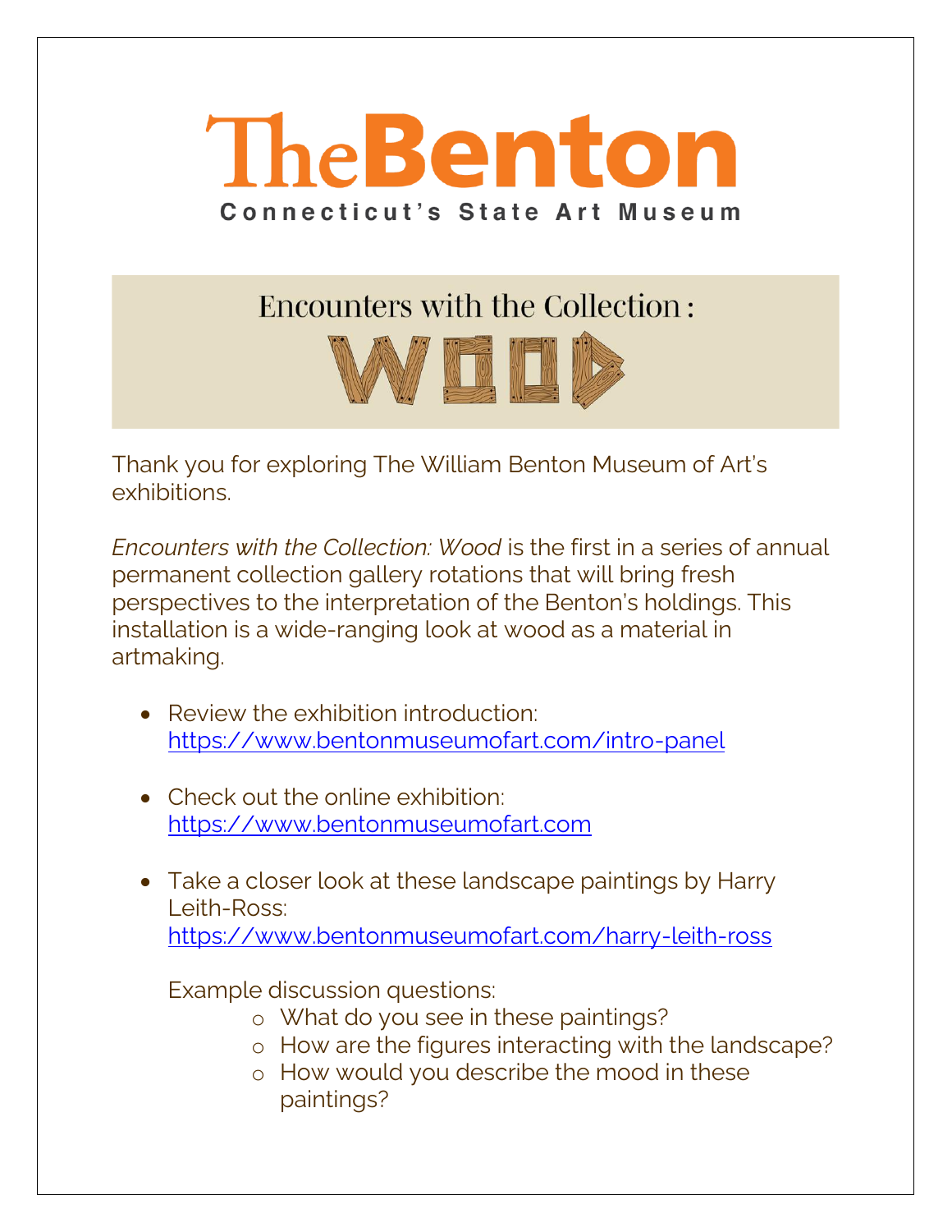# TheBenton

**Connecticut's State Art Museum**

## Encounters with the Collection: WOOD

Thank you for exploring The William Benton Museum of Art's exhibitions.

*Encounters with the Collection: Wood* is the first in a series of annual permanent collection gallery rotations that will bring fresh perspectives to the interpretation of the Benton's holdings. This installation is a wide-ranging look at wood as a material in artmaking.

- Review the exhibition introduction: [https://www.bentonmuseumofart.com/intro-panel](https://www.bentonmuseumofart.com/intro-panel)

- Check out the online exhibition: [https://www.bentonmuseumofart.com](https://www.bentonmuseumofart.com)

- Take a closer look at these landscape paintings by Harry Leith-Ross: [https://www.bentonmuseumofart.com/harry-leith-ross](https://www.bentonmuseumofart.com/harry-leith-ross)

  Example discussion questions:
  - What do you see in these paintings?
  - How are the figures interacting with the landscape?
  - How would you describe the mood in these paintings?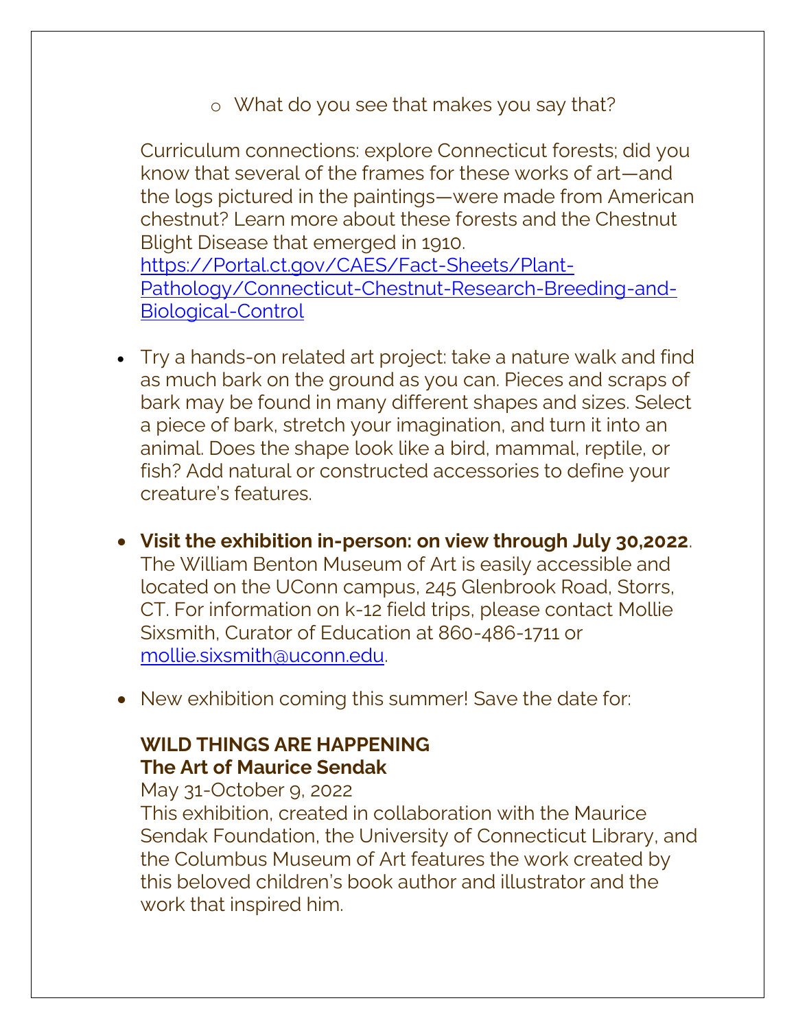- What do you see that makes you say that?

  Curriculum connections: explore Connecticut forests; did you know that several of the frames for these works of art—and the logs pictured in the paintings—were made from American chestnut? Learn more about these forests and the Chestnut Blight Disease that emerged in 1910. https://Portal.ct.gov/CAES/Fact-Sheets/Plant-Pathology/Connecticut-Chestnut-Research-Breeding-and-Biological-Control

- Try a hands-on related art project: take a nature walk and find as much bark on the ground as you can. Pieces and scraps of bark may be found in many different shapes and sizes. Select a piece of bark, stretch your imagination, and turn it into an animal. Does the shape look like a bird, mammal, reptile, or fish? Add natural or constructed accessories to define your creature's features.

- **Visit the exhibition in-person: on view through July 30,2022**. The William Benton Museum of Art is easily accessible and located on the UConn campus, 245 Glenbrook Road, Storrs, CT. For information on k-12 field trips, please contact Mollie Sixsmith, Curator of Education at 860-486-1711 or mollie.sixsmith@uconn.edu.

- New exhibition coming this summer! Save the date for:

  **WILD THINGS ARE HAPPENING**
  **The Art of Maurice Sendak**
  May 31-October 9, 2022
  This exhibition, created in collaboration with the Maurice Sendak Foundation, the University of Connecticut Library, and the Columbus Museum of Art features the work created by this beloved children's book author and illustrator and the work that inspired him.